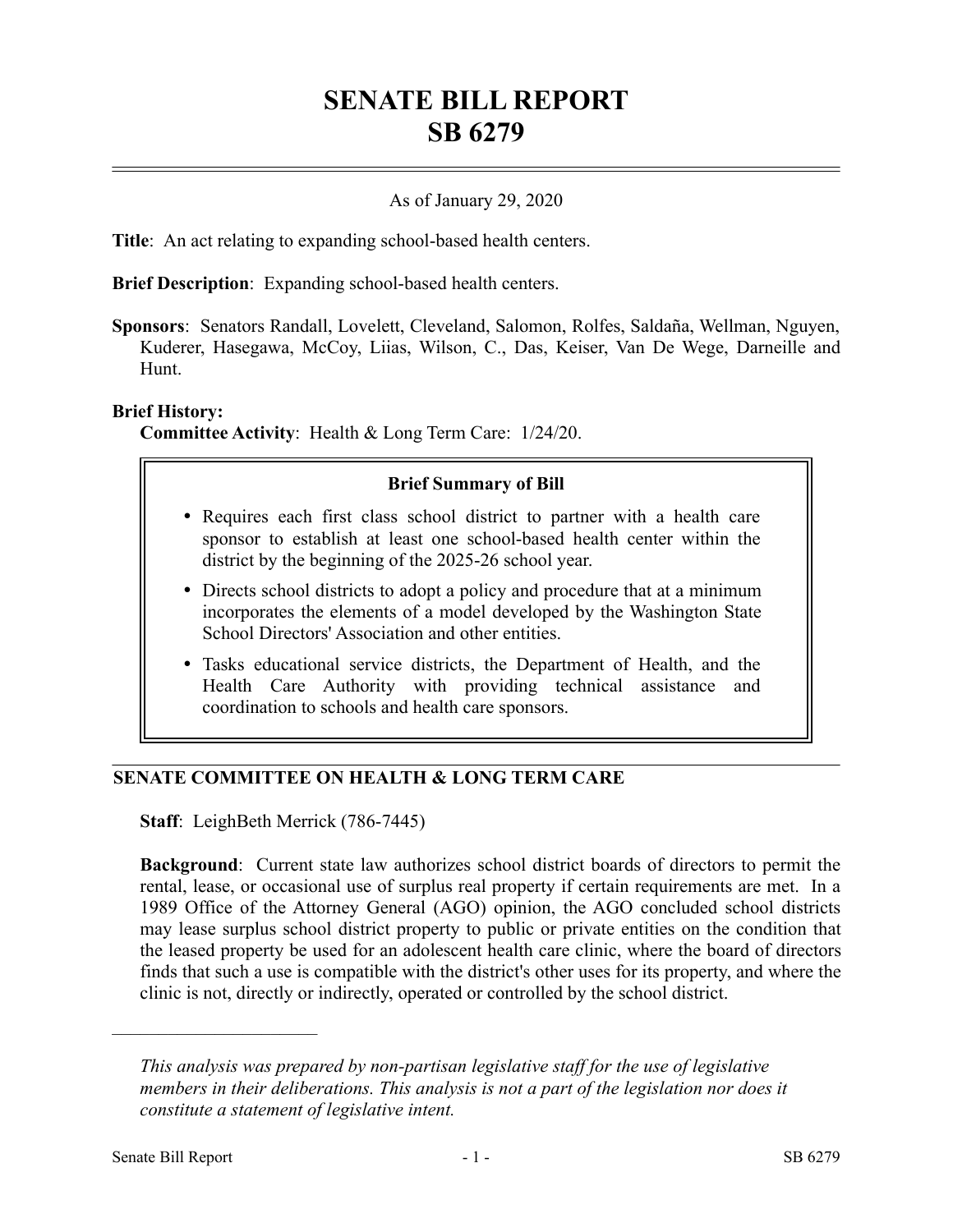# SENATE BILL REPORT
# SB 6279

As of January 29, 2020

**Title**: An act relating to expanding school-based health centers.

**Brief Description**: Expanding school-based health centers.

**Sponsors**: Senators Randall, Lovelett, Cleveland, Salomon, Rolfes, Saldaña, Wellman, Nguyen, Kuderer, Hasegawa, McCoy, Liias, Wilson, C., Das, Keiser, Van De Wege, Darneille and Hunt.

**Brief History:**

**Committee Activity**: Health & Long Term Care: 1/24/20.

> **Brief Summary of Bill**
>
> - Requires each first class school district to partner with a health care sponsor to establish at least one school-based health center within the district by the beginning of the 2025-26 school year.
> - Directs school districts to adopt a policy and procedure that at a minimum incorporates the elements of a model developed by the Washington State School Directors' Association and other entities.
> - Tasks educational service districts, the Department of Health, and the Health Care Authority with providing technical assistance and coordination to schools and health care sponsors.

## SENATE COMMITTEE ON HEALTH & LONG TERM CARE

**Staff**: LeighBeth Merrick (786-7445)

**Background**: Current state law authorizes school district boards of directors to permit the rental, lease, or occasional use of surplus real property if certain requirements are met. In a 1989 Office of the Attorney General (AGO) opinion, the AGO concluded school districts may lease surplus school district property to public or private entities on the condition that the leased property be used for an adolescent health care clinic, where the board of directors finds that such a use is compatible with the district's other uses for its property, and where the clinic is not, directly or indirectly, operated or controlled by the school district.

---

*This analysis was prepared by non-partisan legislative staff for the use of legislative members in their deliberations. This analysis is not a part of the legislation nor does it constitute a statement of legislative intent.*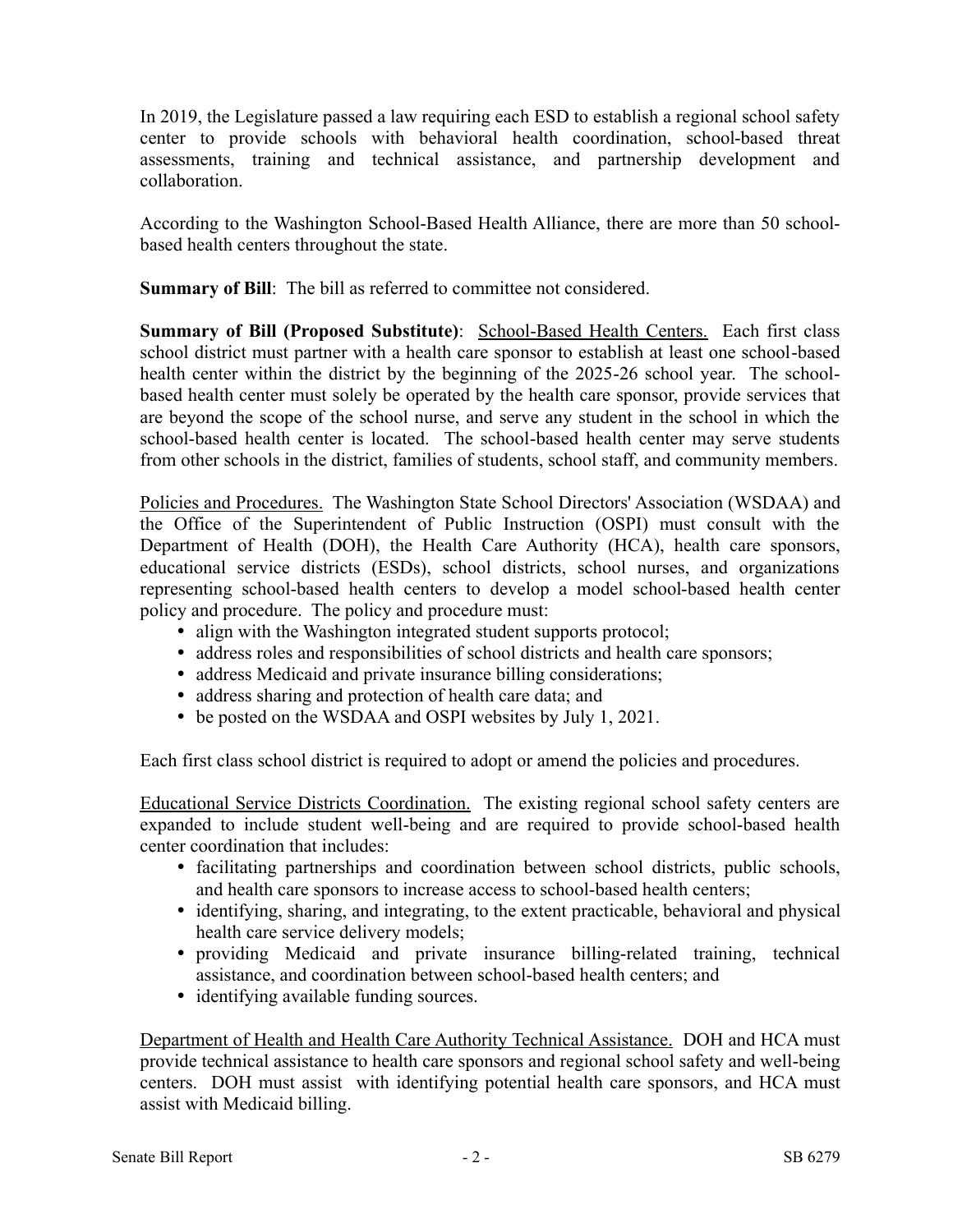In 2019, the Legislature passed a law requiring each ESD to establish a regional school safety center to provide schools with behavioral health coordination, school-based threat assessments, training and technical assistance, and partnership development and collaboration.

According to the Washington School-Based Health Alliance, there are more than 50 school-based health centers throughout the state.

**Summary of Bill**: The bill as referred to committee not considered.

**Summary of Bill (Proposed Substitute)**: School-Based Health Centers. Each first class school district must partner with a health care sponsor to establish at least one school-based health center within the district by the beginning of the 2025-26 school year. The school-based health center must solely be operated by the health care sponsor, provide services that are beyond the scope of the school nurse, and serve any student in the school in which the school-based health center is located. The school-based health center may serve students from other schools in the district, families of students, school staff, and community members.

Policies and Procedures. The Washington State School Directors' Association (WSDAA) and the Office of the Superintendent of Public Instruction (OSPI) must consult with the Department of Health (DOH), the Health Care Authority (HCA), health care sponsors, educational service districts (ESDs), school districts, school nurses, and organizations representing school-based health centers to develop a model school-based health center policy and procedure. The policy and procedure must:

- align with the Washington integrated student supports protocol;
- address roles and responsibilities of school districts and health care sponsors;
- address Medicaid and private insurance billing considerations;
- address sharing and protection of health care data; and
- be posted on the WSDAA and OSPI websites by July 1, 2021.

Each first class school district is required to adopt or amend the policies and procedures.

Educational Service Districts Coordination. The existing regional school safety centers are expanded to include student well-being and are required to provide school-based health center coordination that includes:

- facilitating partnerships and coordination between school districts, public schools, and health care sponsors to increase access to school-based health centers;
- identifying, sharing, and integrating, to the extent practicable, behavioral and physical health care service delivery models;
- providing Medicaid and private insurance billing-related training, technical assistance, and coordination between school-based health centers; and
- identifying available funding sources.

Department of Health and Health Care Authority Technical Assistance. DOH and HCA must provide technical assistance to health care sponsors and regional school safety and well-being centers. DOH must assist with identifying potential health care sponsors, and HCA must assist with Medicaid billing.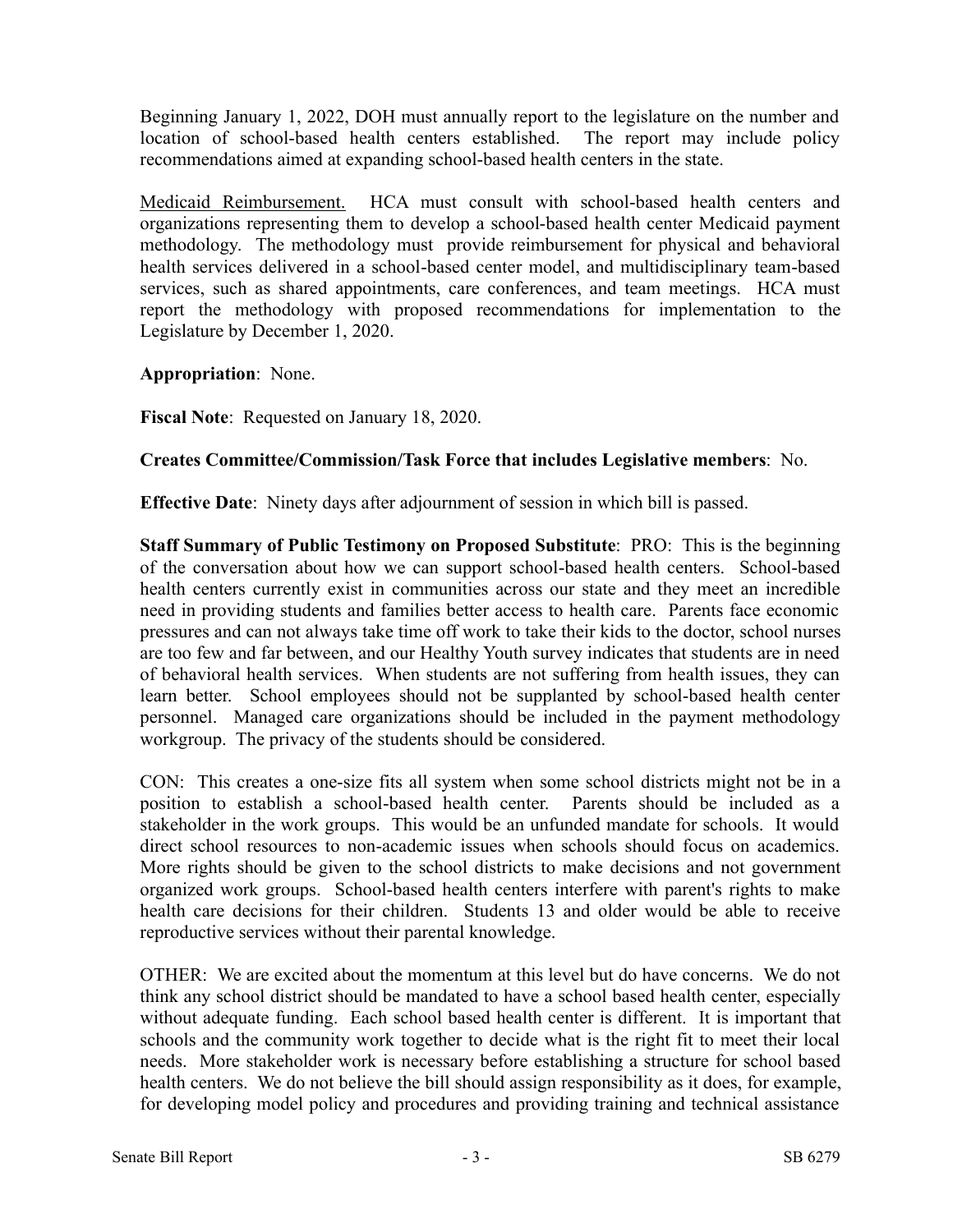Beginning January 1, 2022, DOH must annually report to the legislature on the number and location of school-based health centers established. The report may include policy recommendations aimed at expanding school-based health centers in the state.

Medicaid Reimbursement. HCA must consult with school-based health centers and organizations representing them to develop a school-based health center Medicaid payment methodology. The methodology must provide reimbursement for physical and behavioral health services delivered in a school-based center model, and multidisciplinary team-based services, such as shared appointments, care conferences, and team meetings. HCA must report the methodology with proposed recommendations for implementation to the Legislature by December 1, 2020.

**Appropriation**: None.

**Fiscal Note**: Requested on January 18, 2020.

**Creates Committee/Commission/Task Force that includes Legislative members**: No.

**Effective Date**: Ninety days after adjournment of session in which bill is passed.

**Staff Summary of Public Testimony on Proposed Substitute**: PRO: This is the beginning of the conversation about how we can support school-based health centers. School-based health centers currently exist in communities across our state and they meet an incredible need in providing students and families better access to health care. Parents face economic pressures and can not always take time off work to take their kids to the doctor, school nurses are too few and far between, and our Healthy Youth survey indicates that students are in need of behavioral health services. When students are not suffering from health issues, they can learn better. School employees should not be supplanted by school-based health center personnel. Managed care organizations should be included in the payment methodology workgroup. The privacy of the students should be considered.

CON: This creates a one-size fits all system when some school districts might not be in a position to establish a school-based health center. Parents should be included as a stakeholder in the work groups. This would be an unfunded mandate for schools. It would direct school resources to non-academic issues when schools should focus on academics. More rights should be given to the school districts to make decisions and not government organized work groups. School-based health centers interfere with parent's rights to make health care decisions for their children. Students 13 and older would be able to receive reproductive services without their parental knowledge.

OTHER: We are excited about the momentum at this level but do have concerns. We do not think any school district should be mandated to have a school based health center, especially without adequate funding. Each school based health center is different. It is important that schools and the community work together to decide what is the right fit to meet their local needs. More stakeholder work is necessary before establishing a structure for school based health centers. We do not believe the bill should assign responsibility as it does, for example, for developing model policy and procedures and providing training and technical assistance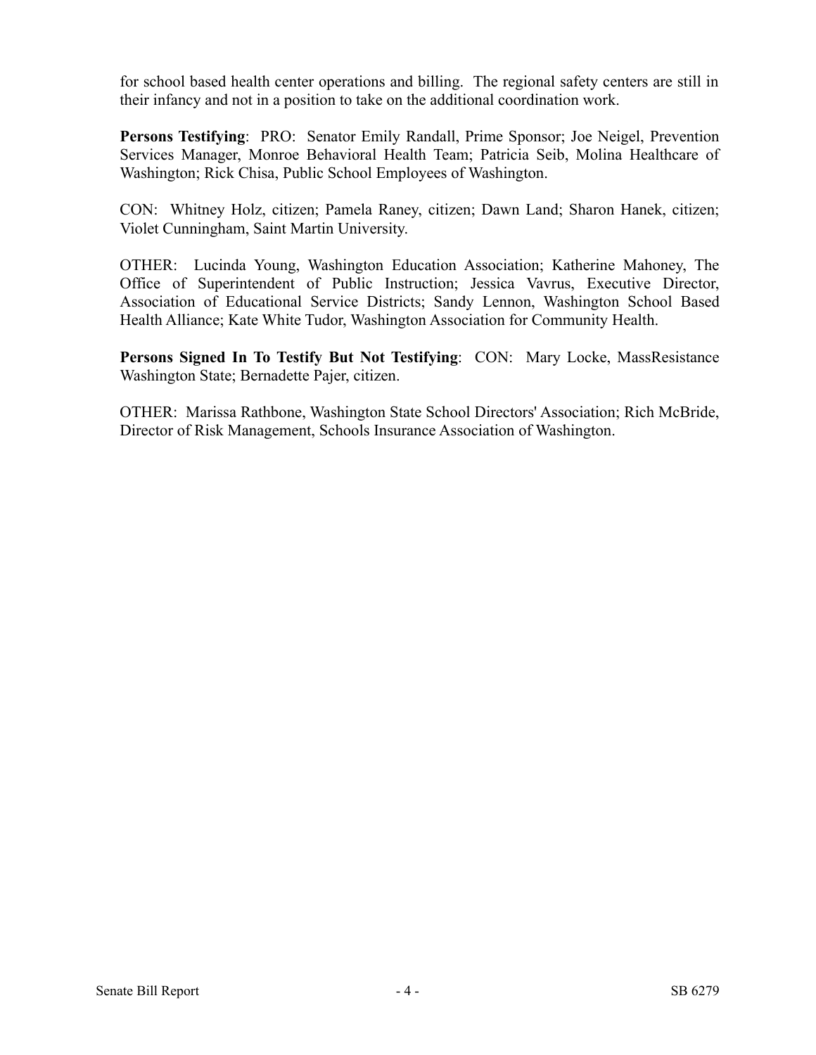for school based health center operations and billing. The regional safety centers are still in their infancy and not in a position to take on the additional coordination work.

**Persons Testifying**: PRO: Senator Emily Randall, Prime Sponsor; Joe Neigel, Prevention Services Manager, Monroe Behavioral Health Team; Patricia Seib, Molina Healthcare of Washington; Rick Chisa, Public School Employees of Washington.

CON: Whitney Holz, citizen; Pamela Raney, citizen; Dawn Land; Sharon Hanek, citizen; Violet Cunningham, Saint Martin University.

OTHER: Lucinda Young, Washington Education Association; Katherine Mahoney, The Office of Superintendent of Public Instruction; Jessica Vavrus, Executive Director, Association of Educational Service Districts; Sandy Lennon, Washington School Based Health Alliance; Kate White Tudor, Washington Association for Community Health.

**Persons Signed In To Testify But Not Testifying**: CON: Mary Locke, MassResistance Washington State; Bernadette Pajer, citizen.

OTHER: Marissa Rathbone, Washington State School Directors' Association; Rich McBride, Director of Risk Management, Schools Insurance Association of Washington.